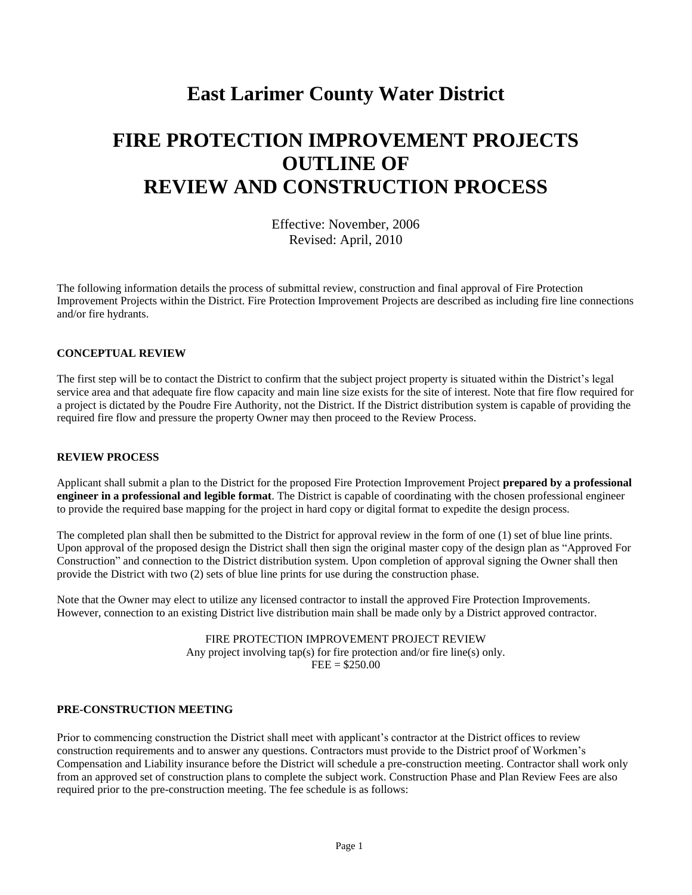# East Larimer County Water District

# FIRE PROTECTION IMPROVEMENT PROJECTS OUTLINE OF REVIEW AND CONSTRUCTION PROCESS

Effective: November, 2006
Revised: April, 2010

The following information details the process of submittal review, construction and final approval of Fire Protection Improvement Projects within the District. Fire Protection Improvement Projects are described as including fire line connections and/or fire hydrants.

### CONCEPTUAL REVIEW

The first step will be to contact the District to confirm that the subject project property is situated within the District's legal service area and that adequate fire flow capacity and main line size exists for the site of interest. Note that fire flow required for a project is dictated by the Poudre Fire Authority, not the District. If the District distribution system is capable of providing the required fire flow and pressure the property Owner may then proceed to the Review Process.

### REVIEW PROCESS

Applicant shall submit a plan to the District for the proposed Fire Protection Improvement Project **prepared by a professional engineer in a professional and legible format**. The District is capable of coordinating with the chosen professional engineer to provide the required base mapping for the project in hard copy or digital format to expedite the design process.

The completed plan shall then be submitted to the District for approval review in the form of one (1) set of blue line prints. Upon approval of the proposed design the District shall then sign the original master copy of the design plan as "Approved For Construction" and connection to the District distribution system. Upon completion of approval signing the Owner shall then provide the District with two (2) sets of blue line prints for use during the construction phase.

Note that the Owner may elect to utilize any licensed contractor to install the approved Fire Protection Improvements. However, connection to an existing District live distribution main shall be made only by a District approved contractor.

FIRE PROTECTION IMPROVEMENT PROJECT REVIEW
Any project involving tap(s) for fire protection and/or fire line(s) only.
FEE = $250.00

### PRE-CONSTRUCTION MEETING

Prior to commencing construction the District shall meet with applicant's contractor at the District offices to review construction requirements and to answer any questions. Contractors must provide to the District proof of Workmen's Compensation and Liability insurance before the District will schedule a pre-construction meeting. Contractor shall work only from an approved set of construction plans to complete the subject work. Construction Phase and Plan Review Fees are also required prior to the pre-construction meeting. The fee schedule is as follows: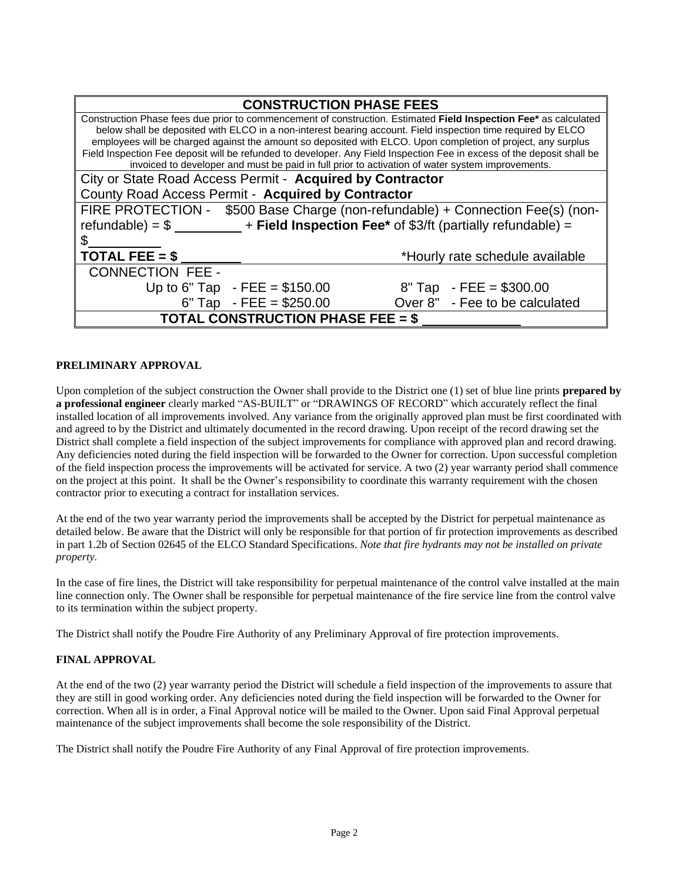| CONSTRUCTION PHASE FEES | |
|---|---|
| Construction Phase fees due prior to commencement of construction. Estimated **Field Inspection Fee*** as calculated below shall be deposited with ELCO in a non-interest bearing account. Field inspection time required by ELCO employees will be charged against the amount so deposited with ELCO. Upon completion of project, any surplus Field Inspection Fee deposit will be refunded to developer. Any Field Inspection Fee in excess of the deposit shall be invoiced to developer and must be paid in full prior to activation of water system improvements. | |
| City or State Road Access Permit - **Acquired by Contractor** | |
| County Road Access Permit - **Acquired by Contractor** | |
| FIRE PROTECTION - $500 Base Charge (non-refundable) + Connection Fee(s) (non-refundable) = $ ________ + **Field Inspection Fee*** of $3/ft (partially refundable) = $ ________ | |
| **TOTAL FEE = $** ________ | *Hourly rate schedule available |
| CONNECTION FEE - | |
| Up to 6" Tap - FEE = $150.00 | 8" Tap - FEE = $300.00 |
| 6" Tap - FEE = $250.00 | Over 8" - Fee to be calculated |
| **TOTAL CONSTRUCTION PHASE FEE = $** ____________ | |

**PRELIMINARY APPROVAL**

Upon completion of the subject construction the Owner shall provide to the District one (1) set of blue line prints **prepared by a professional engineer** clearly marked "AS-BUILT" or "DRAWINGS OF RECORD" which accurately reflect the final installed location of all improvements involved. Any variance from the originally approved plan must be first coordinated with and agreed to by the District and ultimately documented in the record drawing. Upon receipt of the record drawing set the District shall complete a field inspection of the subject improvements for compliance with approved plan and record drawing. Any deficiencies noted during the field inspection will be forwarded to the Owner for correction. Upon successful completion of the field inspection process the improvements will be activated for service. A two (2) year warranty period shall commence on the project at this point. It shall be the Owner's responsibility to coordinate this warranty requirement with the chosen contractor prior to executing a contract for installation services.

At the end of the two year warranty period the improvements shall be accepted by the District for perpetual maintenance as detailed below. Be aware that the District will only be responsible for that portion of fir protection improvements as described in part 1.2b of Section 02645 of the ELCO Standard Specifications. *Note that fire hydrants may not be installed on private property.*

In the case of fire lines, the District will take responsibility for perpetual maintenance of the control valve installed at the main line connection only. The Owner shall be responsible for perpetual maintenance of the fire service line from the control valve to its termination within the subject property.

The District shall notify the Poudre Fire Authority of any Preliminary Approval of fire protection improvements.

**FINAL APPROVAL**

At the end of the two (2) year warranty period the District will schedule a field inspection of the improvements to assure that they are still in good working order. Any deficiencies noted during the field inspection will be forwarded to the Owner for correction. When all is in order, a Final Approval notice will be mailed to the Owner. Upon said Final Approval perpetual maintenance of the subject improvements shall become the sole responsibility of the District.

The District shall notify the Poudre Fire Authority of any Final Approval of fire protection improvements.